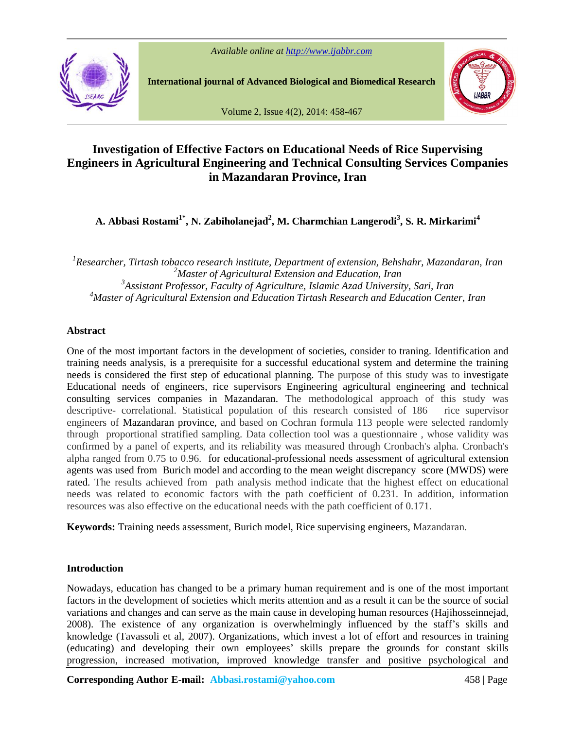# Investigation of Effective Factors on Educational Needs of Rice Supervising Engineers in Agricultural Engineering and Technical Consulting Services Companies in Mazandaran Province, Iran

**A. Abbasi Rostami[1*], N. Zabiholanejad[2], M. Charmchian Langerodi[3], S. R. Mirkarimi[4]**

*[1]Researcher, Tirtash tobacco research institute, Department of extension, Behshahr, Mazandaran, Iran*
*[2]Master of Agricultural Extension and Education, Iran*
*[3]Assistant Professor, Faculty of Agriculture, Islamic Azad University, Sari, Iran*
*[4]Master of Agricultural Extension and Education Tirtash Research and Education Center, Iran*

## Abstract

One of the most important factors in the development of societies, consider to traning. Identification and training needs analysis, is a prerequisite for a successful educational system and determine the training needs is considered the first step of educational planning. The purpose of this study was to investigate Educational needs of engineers, rice supervisors Engineering agricultural engineering and technical consulting services companies in Mazandaran. The methodological approach of this study was descriptive- correlational. Statistical population of this research consisted of 186 rice supervisor engineers of Mazandaran province, and based on Cochran formula 113 people were selected randomly through proportional stratified sampling. Data collection tool was a questionnaire , whose validity was confirmed by a panel of experts, and its reliability was measured through Cronbach's alpha. Cronbach's alpha ranged from 0.75 to 0.96. for educational-professional needs assessment of agricultural extension agents was used from Burich model and according to the mean weight discrepancy score (MWDS) were rated. The results achieved from path analysis method indicate that the highest effect on educational needs was related to economic factors with the path coefficient of 0.231. In addition, information resources was also effective on the educational needs with the path coefficient of 0.171.

**Keywords:** Training needs assessment, Burich model, Rice supervising engineers, Mazandaran.

## Introduction

Nowadays, education has changed to be a primary human requirement and is one of the most important factors in the development of societies which merits attention and as a result it can be the source of social variations and changes and can serve as the main cause in developing human resources (Hajihosseinnejad, 2008). The existence of any organization is overwhelmingly influenced by the staff's skills and knowledge (Tavassoli et al, 2007). Organizations, which invest a lot of effort and resources in training (educating) and developing their own employees' skills prepare the grounds for constant skills progression, increased motivation, improved knowledge transfer and positive psychological and

**Corresponding Author E-mail: Abbasi.rostami@yahoo.com**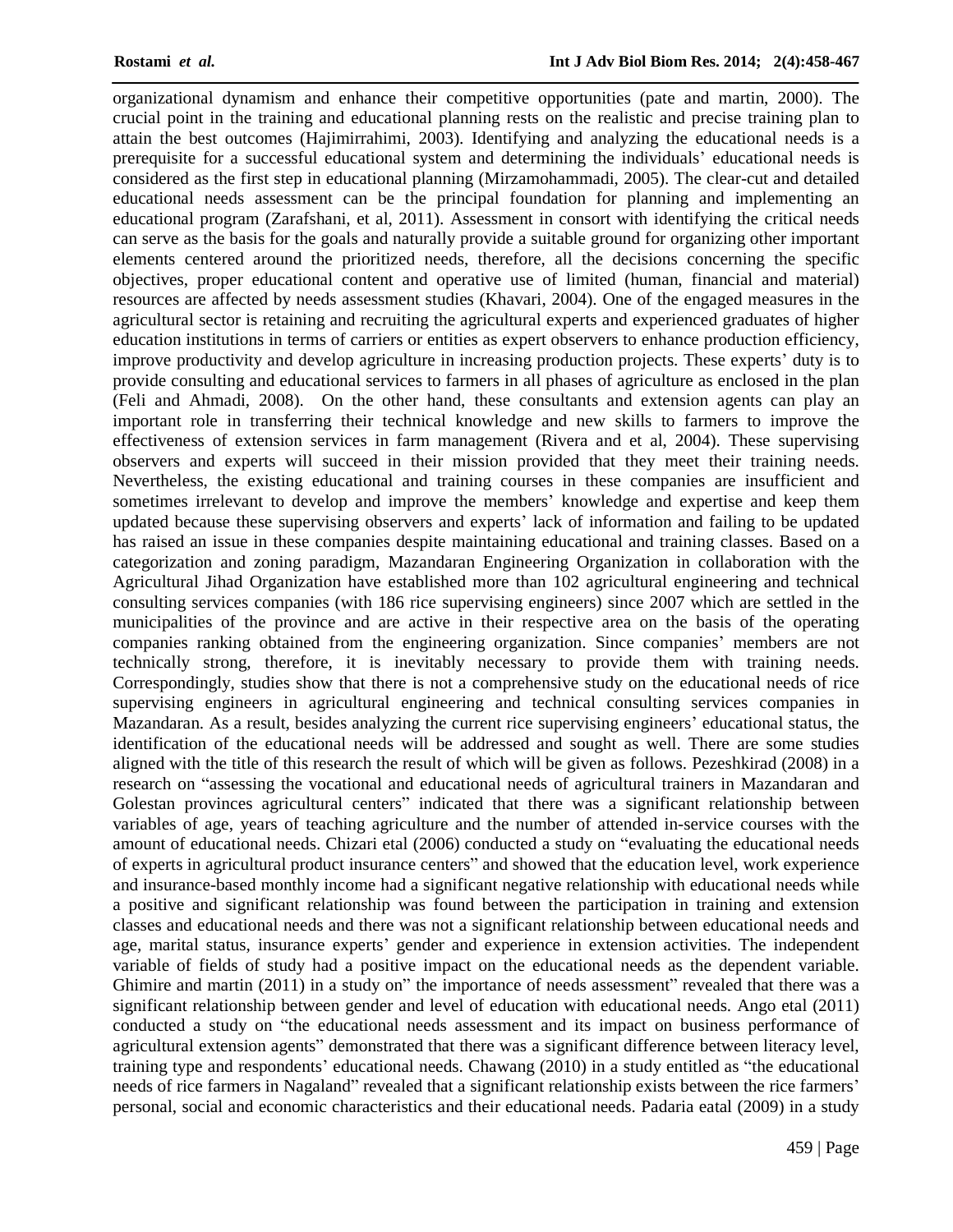organizational dynamism and enhance their competitive opportunities (pate and martin, 2000). The crucial point in the training and educational planning rests on the realistic and precise training plan to attain the best outcomes (Hajimirrahimi, 2003). Identifying and analyzing the educational needs is a prerequisite for a successful educational system and determining the individuals' educational needs is considered as the first step in educational planning (Mirzamohammadi, 2005). The clear-cut and detailed educational needs assessment can be the principal foundation for planning and implementing an educational program (Zarafshani, et al, 2011). Assessment in consort with identifying the critical needs can serve as the basis for the goals and naturally provide a suitable ground for organizing other important elements centered around the prioritized needs, therefore, all the decisions concerning the specific objectives, proper educational content and operative use of limited (human, financial and material) resources are affected by needs assessment studies (Khavari, 2004). One of the engaged measures in the agricultural sector is retaining and recruiting the agricultural experts and experienced graduates of higher education institutions in terms of carriers or entities as expert observers to enhance production efficiency, improve productivity and develop agriculture in increasing production projects. These experts' duty is to provide consulting and educational services to farmers in all phases of agriculture as enclosed in the plan (Feli and Ahmadi, 2008). On the other hand, these consultants and extension agents can play an important role in transferring their technical knowledge and new skills to farmers to improve the effectiveness of extension services in farm management (Rivera and et al, 2004). These supervising observers and experts will succeed in their mission provided that they meet their training needs. Nevertheless, the existing educational and training courses in these companies are insufficient and sometimes irrelevant to develop and improve the members' knowledge and expertise and keep them updated because these supervising observers and experts' lack of information and failing to be updated has raised an issue in these companies despite maintaining educational and training classes. Based on a categorization and zoning paradigm, Mazandaran Engineering Organization in collaboration with the Agricultural Jihad Organization have established more than 102 agricultural engineering and technical consulting services companies (with 186 rice supervising engineers) since 2007 which are settled in the municipalities of the province and are active in their respective area on the basis of the operating companies ranking obtained from the engineering organization. Since companies' members are not technically strong, therefore, it is inevitably necessary to provide them with training needs. Correspondingly, studies show that there is not a comprehensive study on the educational needs of rice supervising engineers in agricultural engineering and technical consulting services companies in Mazandaran. As a result, besides analyzing the current rice supervising engineers' educational status, the identification of the educational needs will be addressed and sought as well. There are some studies aligned with the title of this research the result of which will be given as follows. Pezeshkirad (2008) in a research on "assessing the vocational and educational needs of agricultural trainers in Mazandaran and Golestan provinces agricultural centers" indicated that there was a significant relationship between variables of age, years of teaching agriculture and the number of attended in-service courses with the amount of educational needs. Chizari etal (2006) conducted a study on "evaluating the educational needs of experts in agricultural product insurance centers" and showed that the education level, work experience and insurance-based monthly income had a significant negative relationship with educational needs while a positive and significant relationship was found between the participation in training and extension classes and educational needs and there was not a significant relationship between educational needs and age, marital status, insurance experts' gender and experience in extension activities. The independent variable of fields of study had a positive impact on the educational needs as the dependent variable. Ghimire and martin (2011) in a study on" the importance of needs assessment" revealed that there was a significant relationship between gender and level of education with educational needs. Ango etal (2011) conducted a study on "the educational needs assessment and its impact on business performance of agricultural extension agents" demonstrated that there was a significant difference between literacy level, training type and respondents' educational needs. Chawang (2010) in a study entitled as "the educational needs of rice farmers in Nagaland" revealed that a significant relationship exists between the rice farmers' personal, social and economic characteristics and their educational needs. Padaria eatal (2009) in a study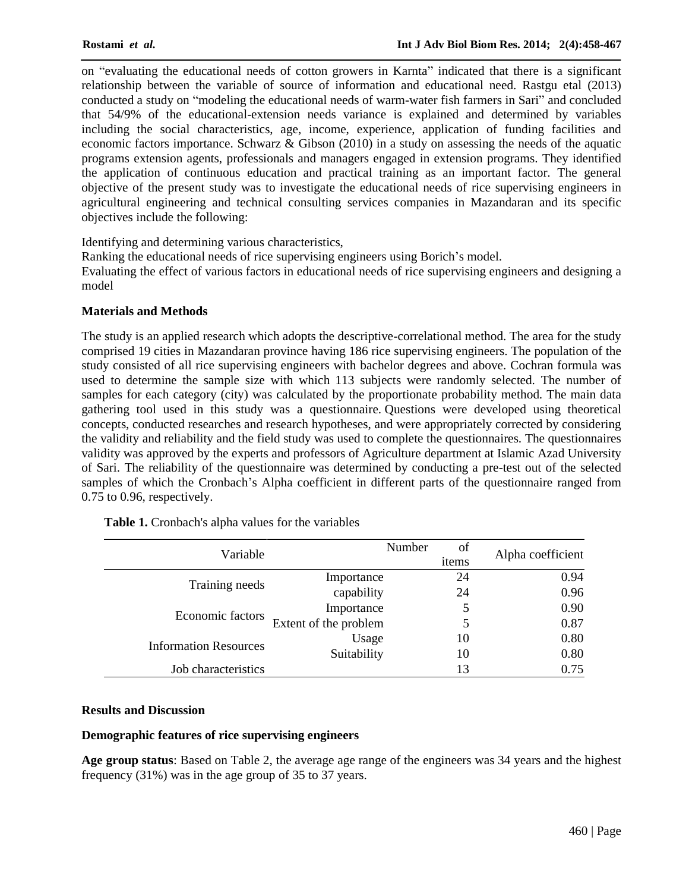on "evaluating the educational needs of cotton growers in Karnta" indicated that there is a significant relationship between the variable of source of information and educational need. Rastgu etal (2013) conducted a study on "modeling the educational needs of warm-water fish farmers in Sari" and concluded that 54/9% of the educational-extension needs variance is explained and determined by variables including the social characteristics, age, income, experience, application of funding facilities and economic factors importance. Schwarz & Gibson (2010) in a study on assessing the needs of the aquatic programs extension agents, professionals and managers engaged in extension programs. They identified the application of continuous education and practical training as an important factor. The general objective of the present study was to investigate the educational needs of rice supervising engineers in agricultural engineering and technical consulting services companies in Mazandaran and its specific objectives include the following:

Identifying and determining various characteristics,

Ranking the educational needs of rice supervising engineers using Borich's model.

Evaluating the effect of various factors in educational needs of rice supervising engineers and designing a model

## Materials and Methods

The study is an applied research which adopts the descriptive-correlational method. The area for the study comprised 19 cities in Mazandaran province having 186 rice supervising engineers. The population of the study consisted of all rice supervising engineers with bachelor degrees and above. Cochran formula was used to determine the sample size with which 113 subjects were randomly selected. The number of samples for each category (city) was calculated by the proportionate probability method. The main data gathering tool used in this study was a questionnaire. Questions were developed using theoretical concepts, conducted researches and research hypotheses, and were appropriately corrected by considering the validity and reliability and the field study was used to complete the questionnaires. The questionnaires validity was approved by the experts and professors of Agriculture department at Islamic Azad University of Sari. The reliability of the questionnaire was determined by conducting a pre-test out of the selected samples of which the Cronbach's Alpha coefficient in different parts of the questionnaire ranged from 0.75 to 0.96, respectively.

**Table 1.** Cronbach's alpha values for the variables

| Variable | | Number of items | Alpha coefficient |
|---|---|---|---|
| Training needs | Importance | 24 | 0.94 |
| | capability | 24 | 0.96 |
| Economic factors | Importance | 5 | 0.90 |
| | Extent of the problem | 5 | 0.87 |
| Information Resources | Usage | 10 | 0.80 |
| | Suitability | 10 | 0.80 |
| Job characteristics | | 13 | 0.75 |

## Results and Discussion

### Demographic features of rice supervising engineers

**Age group status**: Based on Table 2, the average age range of the engineers was 34 years and the highest frequency (31%) was in the age group of 35 to 37 years.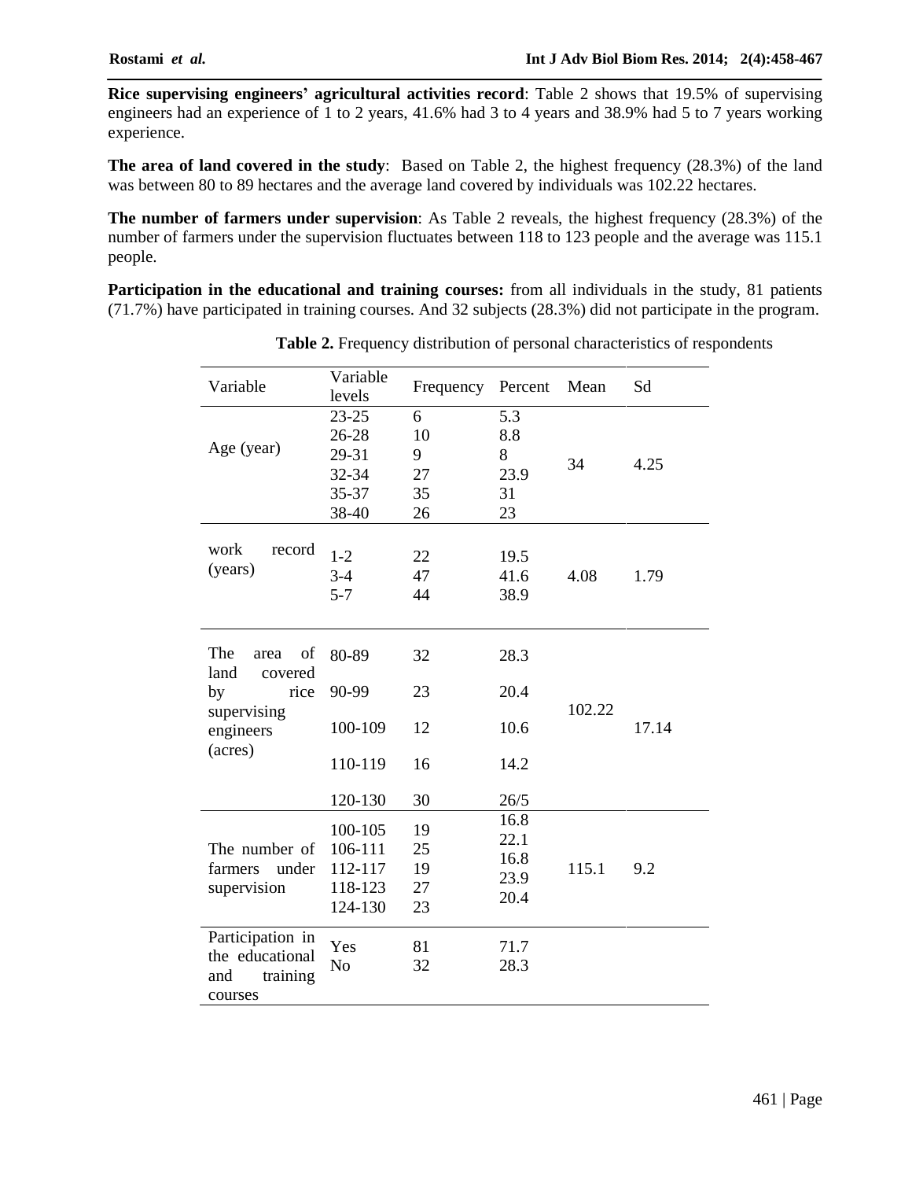**Rice supervising engineers' agricultural activities record**: Table 2 shows that 19.5% of supervising engineers had an experience of 1 to 2 years, 41.6% had 3 to 4 years and 38.9% had 5 to 7 years working experience.

**The area of land covered in the study**: Based on Table 2, the highest frequency (28.3%) of the land was between 80 to 89 hectares and the average land covered by individuals was 102.22 hectares.

**The number of farmers under supervision**: As Table 2 reveals, the highest frequency (28.3%) of the number of farmers under the supervision fluctuates between 118 to 123 people and the average was 115.1 people.

**Participation in the educational and training courses:** from all individuals in the study, 81 patients (71.7%) have participated in training courses. And 32 subjects (28.3%) did not participate in the program.

**Table 2.** Frequency distribution of personal characteristics of respondents

| Variable | Variable levels | Frequency | Percent | Mean | Sd |
|---|---|---|---|---|---|
| Age (year) | 23-25 | 6 | 5.3 | 34 | 4.25 |
| | 26-28 | 10 | 8.8 | | |
| | 29-31 | 9 | 8 | | |
| | 32-34 | 27 | 23.9 | | |
| | 35-37 | 35 | 31 | | |
| | 38-40 | 26 | 23 | | |
| work record (years) | 1-2 | 22 | 19.5 | 4.08 | 1.79 |
| | 3-4 | 47 | 41.6 | | |
| | 5-7 | 44 | 38.9 | | |
| The area of land covered by rice supervising engineers (acres) | 80-89 | 32 | 28.3 | 102.22 | 17.14 |
| | 90-99 | 23 | 20.4 | | |
| | 100-109 | 12 | 10.6 | | |
| | 110-119 | 16 | 14.2 | | |
| | 120-130 | 30 | 26/5 | | |
| The number of farmers under supervision | 100-105 | 19 | 16.8 | 115.1 | 9.2 |
| | 106-111 | 25 | 22.1 | | |
| | 112-117 | 19 | 16.8 | | |
| | 118-123 | 27 | 23.9 | | |
| | 124-130 | 23 | 20.4 | | |
| Participation in the educational and training courses | Yes | 81 | 71.7 | | |
| | No | 32 | 28.3 | | |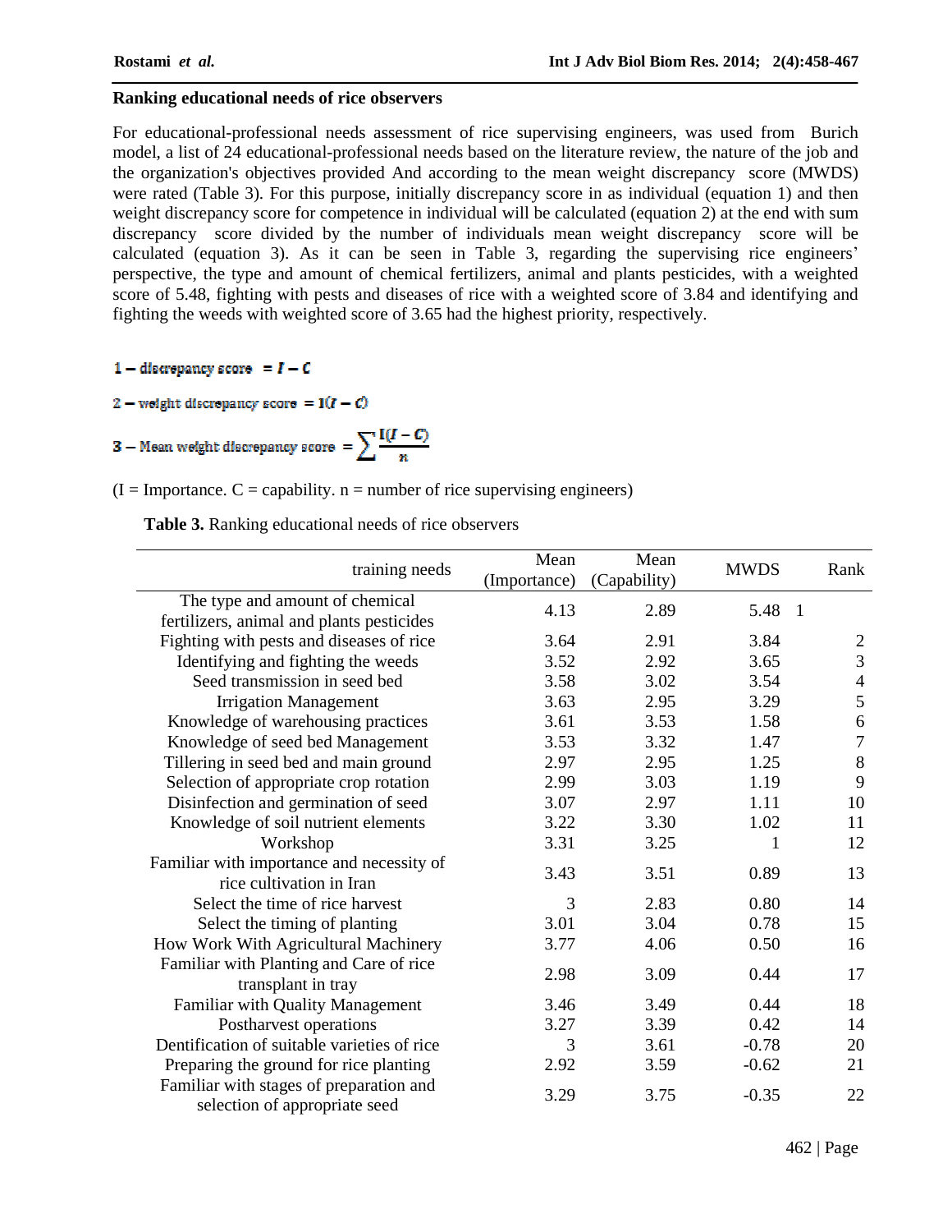### Ranking educational needs of rice observers

For educational-professional needs assessment of rice supervising engineers, was used from Burich model, a list of 24 educational-professional needs based on the literature review, the nature of the job and the organization's objectives provided And according to the mean weight discrepancy score (MWDS) were rated (Table 3). For this purpose, initially discrepancy score in as individual (equation 1) and then weight discrepancy score for competence in individual will be calculated (equation 2) at the end with sum discrepancy score divided by the number of individuals mean weight discrepancy score will be calculated (equation 3). As it can be seen in Table 3, regarding the supervising rice engineers' perspective, the type and amount of chemical fertilizers, animal and plants pesticides, with a weighted score of 5.48, fighting with pests and diseases of rice with a weighted score of 3.84 and identifying and fighting the weeds with weighted score of 3.65 had the highest priority, respectively.

$$1 - \text{discrepancy score} = I - C$$

$$2 - \text{weight discrepancy score} = \mathrm{I}(I - C)$$

$$3 - \text{Mean weight discrepancy score} = \sum \frac{\mathrm{I}(I - C)}{n}$$

(I = Importance. C = capability. n = number of rice supervising engineers)

**Table 3.** Ranking educational needs of rice observers

| training needs | Mean (Importance) | Mean (Capability) | MWDS | Rank |
|---|---|---|---|---|
| The type and amount of chemical fertilizers, animal and plants pesticides | 4.13 | 2.89 | 5.48 | 1 |
| Fighting with pests and diseases of rice | 3.64 | 2.91 | 3.84 | 2 |
| Identifying and fighting the weeds | 3.52 | 2.92 | 3.65 | 3 |
| Seed transmission in seed bed | 3.58 | 3.02 | 3.54 | 4 |
| Irrigation Management | 3.63 | 2.95 | 3.29 | 5 |
| Knowledge of warehousing practices | 3.61 | 3.53 | 1.58 | 6 |
| Knowledge of seed bed Management | 3.53 | 3.32 | 1.47 | 7 |
| Tillering in seed bed and main ground | 2.97 | 2.95 | 1.25 | 8 |
| Selection of appropriate crop rotation | 2.99 | 3.03 | 1.19 | 9 |
| Disinfection and germination of seed | 3.07 | 2.97 | 1.11 | 10 |
| Knowledge of soil nutrient elements | 3.22 | 3.30 | 1.02 | 11 |
| Workshop | 3.31 | 3.25 | 1 | 12 |
| Familiar with importance and necessity of rice cultivation in Iran | 3.43 | 3.51 | 0.89 | 13 |
| Select the time of rice harvest | 3 | 2.83 | 0.80 | 14 |
| Select the timing of planting | 3.01 | 3.04 | 0.78 | 15 |
| How Work With Agricultural Machinery | 3.77 | 4.06 | 0.50 | 16 |
| Familiar with Planting and Care of rice transplant in tray | 2.98 | 3.09 | 0.44 | 17 |
| Familiar with Quality Management | 3.46 | 3.49 | 0.44 | 18 |
| Postharvest operations | 3.27 | 3.39 | 0.42 | 14 |
| Dentification of suitable varieties of rice | 3 | 3.61 | -0.78 | 20 |
| Preparing the ground for rice planting | 2.92 | 3.59 | -0.62 | 21 |
| Familiar with stages of preparation and selection of appropriate seed | 3.29 | 3.75 | -0.35 | 22 |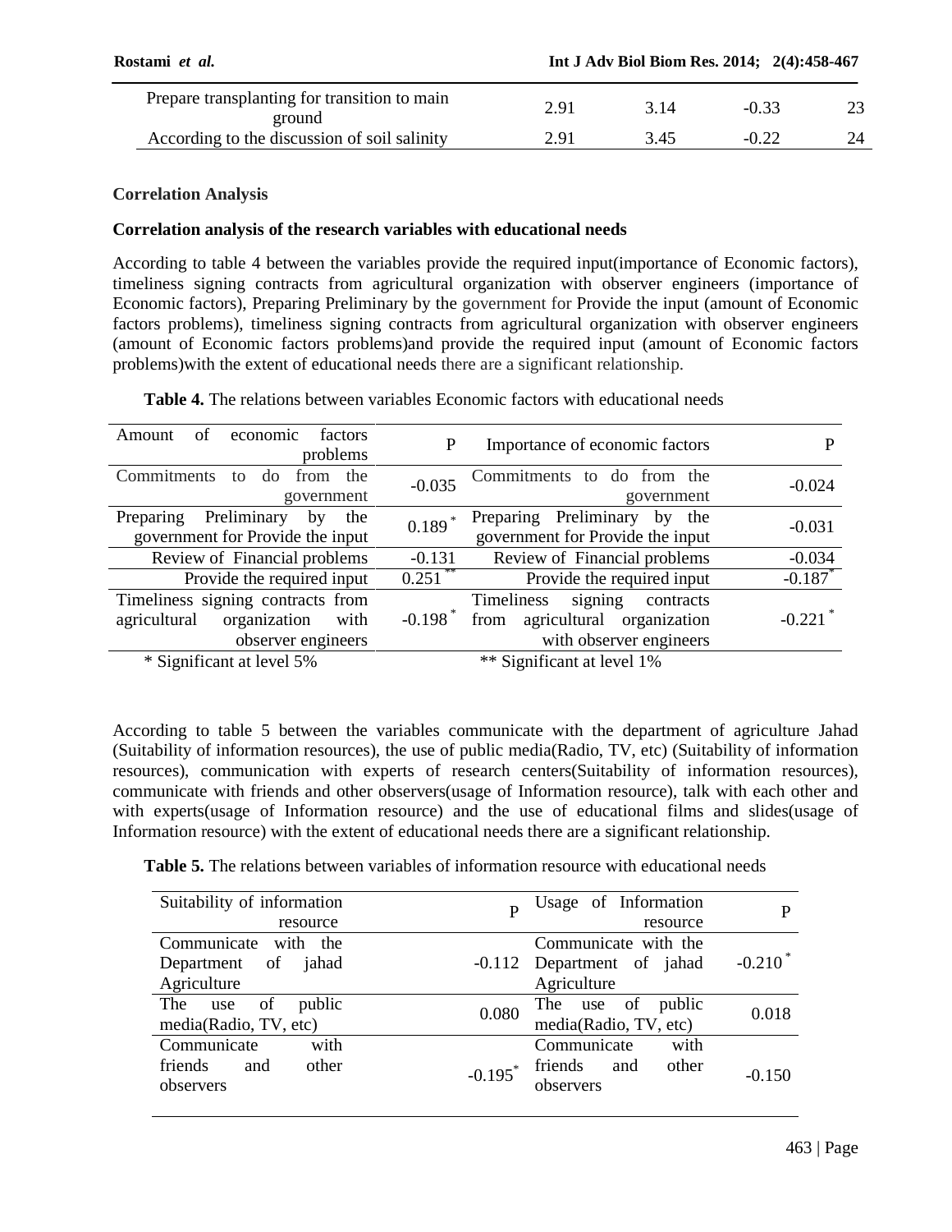| Prepare transplanting for transition to main ground | 2.91 | 3.14 | -0.33 | 23 |
|---|---|---|---|---|
| According to the discussion of soil salinity | 2.91 | 3.45 | -0.22 | 24 |

### Correlation Analysis

### Correlation analysis of the research variables with educational needs

According to table 4 between the variables provide the required input(importance of Economic factors), timeliness signing contracts from agricultural organization with observer engineers (importance of Economic factors), Preparing Preliminary by the government for Provide the input (amount of Economic factors problems), timeliness signing contracts from agricultural organization with observer engineers (amount of Economic factors problems)and provide the required input (amount of Economic factors problems)with the extent of educational needs there are a significant relationship.

**Table 4.** The relations between variables Economic factors with educational needs

| Amount of economic factors problems | P | Importance of economic factors | P |
|---|---|---|---|
| Commitments to do from the government | -0.035 | Commitments to do from the government | -0.024 |
| Preparing Preliminary by the government for Provide the input | 0.189 * | Preparing Preliminary by the government for Provide the input | -0.031 |
| Review of Financial problems | -0.131 | Review of Financial problems | -0.034 |
| Provide the required input | 0.251 ** | Provide the required input | -0.187 * |
| Timeliness signing contracts from agricultural organization with observer engineers | -0.198 * | Timeliness signing contracts from agricultural organization with observer engineers | -0.221 * |

\* Significant at level 5% ** Significant at level 1%

According to table 5 between the variables communicate with the department of agriculture Jahad (Suitability of information resources), the use of public media(Radio, TV, etc) (Suitability of information resources), communication with experts of research centers(Suitability of information resources), communicate with friends and other observers(usage of Information resource), talk with each other and with experts(usage of Information resource) and the use of educational films and slides(usage of Information resource) with the extent of educational needs there are a significant relationship.

**Table 5.** The relations between variables of information resource with educational needs

| Suitability of information resource | P | Usage of Information resource | P |
|---|---|---|---|
| Communicate with the Department of jahad Agriculture | -0.112 | Communicate with the Department of jahad Agriculture | -0.210 * |
| The use of public media(Radio, TV, etc) | 0.080 | The use of public media(Radio, TV, etc) | 0.018 |
| Communicate with friends and other observers | -0.195 * | Communicate with friends and other observers | -0.150 |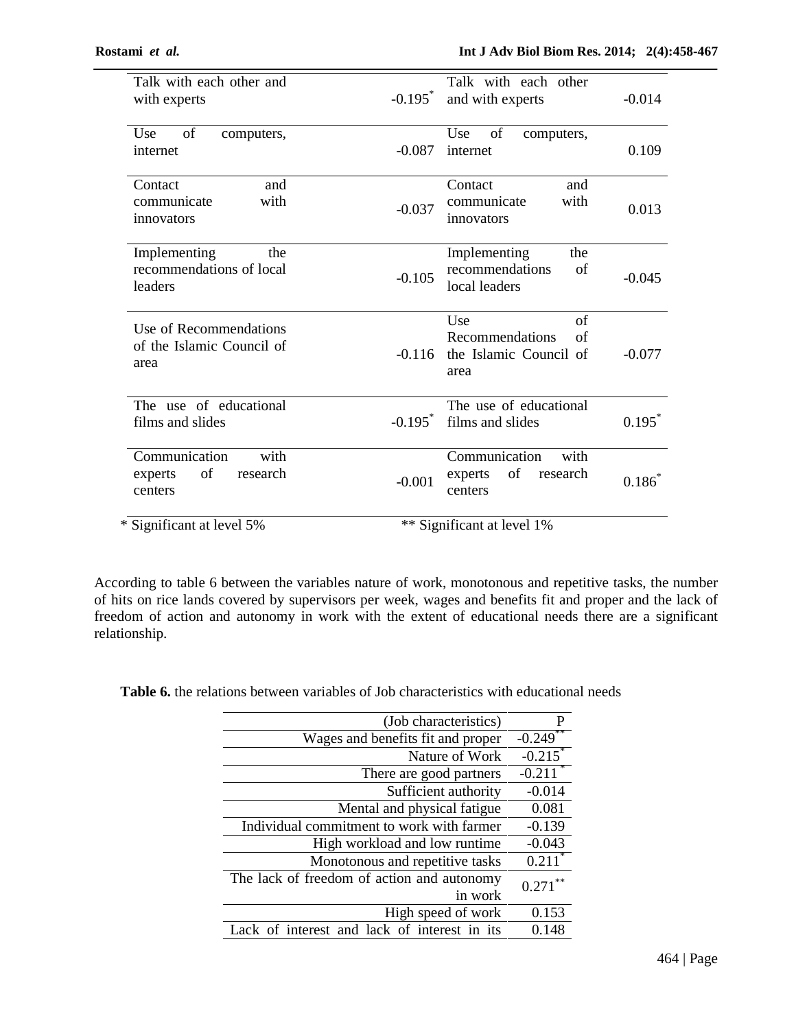| | | | |
|---|---|---|---|
| Talk with each other and with experts | -0.195* | Talk with each other and with experts | -0.014 |
| Use of computers, internet | -0.087 | Use of computers, internet | 0.109 |
| Contact and communicate with innovators | -0.037 | Contact and communicate with innovators | 0.013 |
| Implementing the recommendations of local leaders | -0.105 | Implementing the recommendations of local leaders | -0.045 |
| Use of Recommendations of the Islamic Council of area | -0.116 | Use of Recommendations of the Islamic Council of area | -0.077 |
| The use of educational films and slides | -0.195* | The use of educational films and slides | 0.195* |
| Communication with experts of research centers | -0.001 | Communication with experts of research centers | 0.186* |

\* Significant at level 5% ** Significant at level 1%

According to table 6 between the variables nature of work, monotonous and repetitive tasks, the number of hits on rice lands covered by supervisors per week, wages and benefits fit and proper and the lack of freedom of action and autonomy in work with the extent of educational needs there are a significant relationship.

**Table 6.** the relations between variables of Job characteristics with educational needs

| (Job characteristics) | P |
|---|---|
| Wages and benefits fit and proper | -0.249** |
| Nature of Work | -0.215* |
| There are good partners | -0.211* |
| Sufficient authority | -0.014 |
| Mental and physical fatigue | 0.081 |
| Individual commitment to work with farmer | -0.139 |
| High workload and low runtime | -0.043 |
| Monotonous and repetitive tasks | 0.211* |
| The lack of freedom of action and autonomy in work | 0.271** |
| High speed of work | 0.153 |
| Lack of interest and lack of interest in its | 0.148 |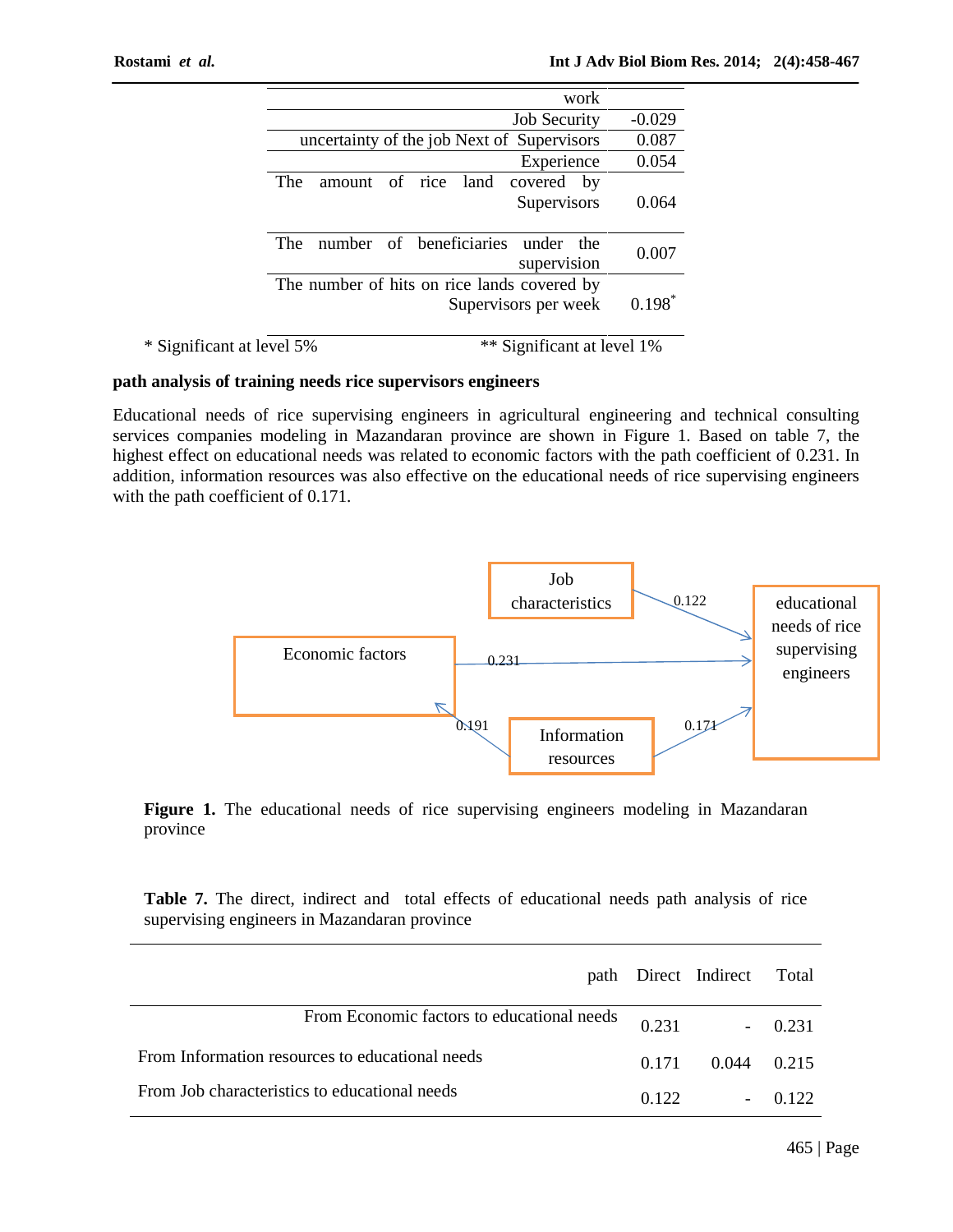| work | |
|---|---|
| Job Security | -0.029 |
| uncertainty of the job Next of Supervisors | 0.087 |
| Experience | 0.054 |
| The amount of rice land covered by Supervisors | 0.064 |
| The number of beneficiaries under the supervision | 0.007 |
| The number of hits on rice lands covered by Supervisors per week | 0.198* |

\* Significant at level 5%  ** Significant at level 1%

### path analysis of training needs rice supervisors engineers

Educational needs of rice supervising engineers in agricultural engineering and technical consulting services companies modeling in Mazandaran province are shown in Figure 1. Based on table 7, the highest effect on educational needs was related to economic factors with the path coefficient of 0.231. In addition, information resources was also effective on the educational needs of rice supervising engineers with the path coefficient of 0.171.

Job characteristics → educational needs of rice supervising engineers: 0.122
Economic factors → educational needs of rice supervising engineers: 0.231
Information resources → Economic factors: 0.191
Information resources → educational needs of rice supervising engineers: 0.171

**Figure 1.** The educational needs of rice supervising engineers modeling in Mazandaran province

**Table 7.** The direct, indirect and total effects of educational needs path analysis of rice supervising engineers in Mazandaran province

| path | Direct | Indirect | Total |
|---|---|---|---|
| From Economic factors to educational needs | 0.231 | - | 0.231 |
| From Information resources to educational needs | 0.171 | 0.044 | 0.215 |
| From Job characteristics to educational needs | 0.122 | - | 0.122 |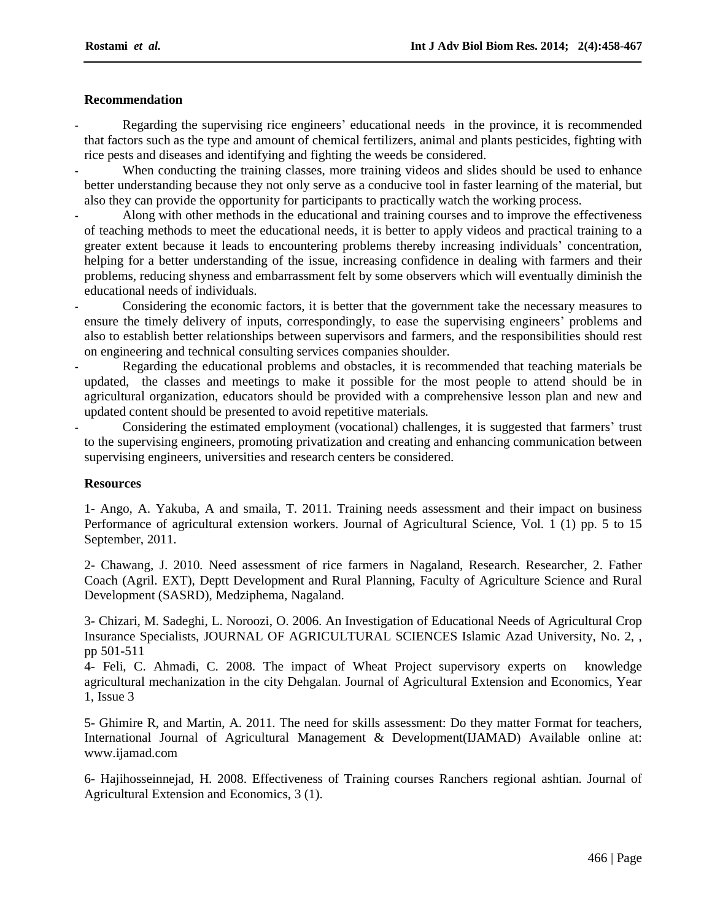## Recommendation

- Regarding the supervising rice engineers' educational needs in the province, it is recommended that factors such as the type and amount of chemical fertilizers, animal and plants pesticides, fighting with rice pests and diseases and identifying and fighting the weeds be considered.
- When conducting the training classes, more training videos and slides should be used to enhance better understanding because they not only serve as a conducive tool in faster learning of the material, but also they can provide the opportunity for participants to practically watch the working process.
- Along with other methods in the educational and training courses and to improve the effectiveness of teaching methods to meet the educational needs, it is better to apply videos and practical training to a greater extent because it leads to encountering problems thereby increasing individuals' concentration, helping for a better understanding of the issue, increasing confidence in dealing with farmers and their problems, reducing shyness and embarrassment felt by some observers which will eventually diminish the educational needs of individuals.
- Considering the economic factors, it is better that the government take the necessary measures to ensure the timely delivery of inputs, correspondingly, to ease the supervising engineers' problems and also to establish better relationships between supervisors and farmers, and the responsibilities should rest on engineering and technical consulting services companies shoulder.
- Regarding the educational problems and obstacles, it is recommended that teaching materials be updated, the classes and meetings to make it possible for the most people to attend should be in agricultural organization, educators should be provided with a comprehensive lesson plan and new and updated content should be presented to avoid repetitive materials.
- Considering the estimated employment (vocational) challenges, it is suggested that farmers' trust to the supervising engineers, promoting privatization and creating and enhancing communication between supervising engineers, universities and research centers be considered.

## Resources

1- Ango, A. Yakuba, A and smaila, T. 2011. Training needs assessment and their impact on business Performance of agricultural extension workers. Journal of Agricultural Science, Vol. 1 (1) pp. 5 to 15 September, 2011.

2- Chawang, J. 2010. Need assessment of rice farmers in Nagaland, Research. Researcher, 2. Father Coach (Agril. EXT), Deptt Development and Rural Planning, Faculty of Agriculture Science and Rural Development (SASRD), Medziphema, Nagaland.

3- Chizari, M. Sadeghi, L. Noroozi, O. 2006. An Investigation of Educational Needs of Agricultural Crop Insurance Specialists, JOURNAL OF AGRICULTURAL SCIENCES Islamic Azad University, No. 2, , pp 501-511

4- Feli, C. Ahmadi, C. 2008. The impact of Wheat Project supervisory experts on knowledge agricultural mechanization in the city Dehgalan. Journal of Agricultural Extension and Economics, Year 1, Issue 3

5- Ghimire R, and Martin, A. 2011. The need for skills assessment: Do they matter Format for teachers, International Journal of Agricultural Management & Development(IJAMAD) Available online at: www.ijamad.com

6- Hajihosseinnejad, H. 2008. Effectiveness of Training courses Ranchers regional ashtian. Journal of Agricultural Extension and Economics, 3 (1).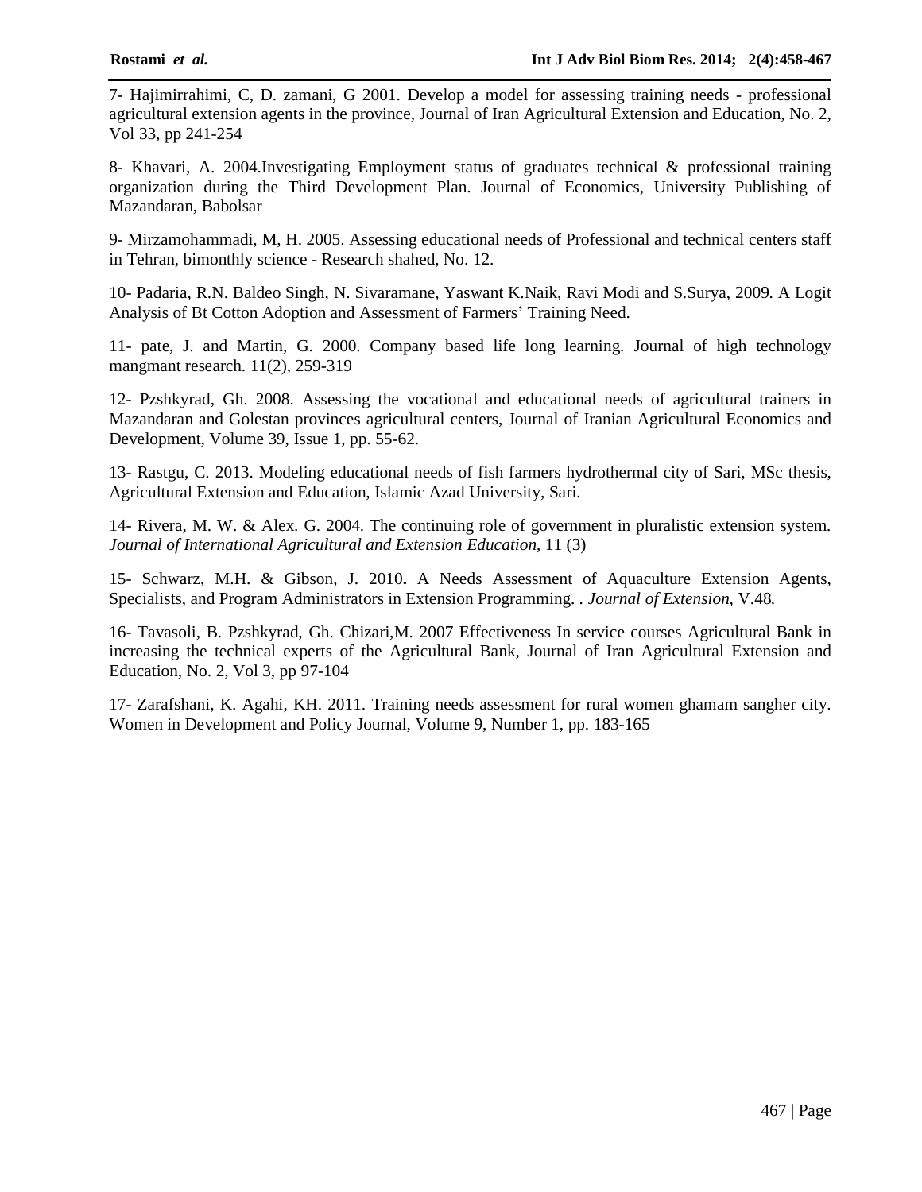7- Hajimirrahimi, C, D. zamani, G 2001. Develop a model for assessing training needs - professional agricultural extension agents in the province, Journal of Iran Agricultural Extension and Education, No. 2, Vol 33, pp 241-254

8- Khavari, A. 2004.Investigating Employment status of graduates technical & professional training organization during the Third Development Plan. Journal of Economics, University Publishing of Mazandaran, Babolsar

9- Mirzamohammadi, M, H. 2005. Assessing educational needs of Professional and technical centers staff in Tehran, bimonthly science - Research shahed, No. 12.

10- Padaria, R.N. Baldeo Singh, N. Sivaramane, Yaswant K.Naik, Ravi Modi and S.Surya, 2009. A Logit Analysis of Bt Cotton Adoption and Assessment of Farmers' Training Need.

11- pate, J. and Martin, G. 2000. Company based life long learning. Journal of high technology mangmant research. 11(2), 259-319

12- Pzshkyrad, Gh. 2008. Assessing the vocational and educational needs of agricultural trainers in Mazandaran and Golestan provinces agricultural centers, Journal of Iranian Agricultural Economics and Development, Volume 39, Issue 1, pp. 55-62.

13- Rastgu, C. 2013. Modeling educational needs of fish farmers hydrothermal city of Sari, MSc thesis, Agricultural Extension and Education, Islamic Azad University, Sari.

14- Rivera, M. W. & Alex. G. 2004. The continuing role of government in pluralistic extension system. *Journal of International Agricultural and Extension Education*, 11 (3)

15- Schwarz, M.H. & Gibson, J. 2010**.** A Needs Assessment of Aquaculture Extension Agents, Specialists, and Program Administrators in Extension Programming. . *Journal of Extension*, V.48.

16- Tavasoli, B. Pzshkyrad, Gh. Chizari,M. 2007 Effectiveness In service courses Agricultural Bank in increasing the technical experts of the Agricultural Bank, Journal of Iran Agricultural Extension and Education, No. 2, Vol 3, pp 97-104

17- Zarafshani, K. Agahi, KH. 2011. Training needs assessment for rural women ghamam sangher city. Women in Development and Policy Journal, Volume 9, Number 1, pp. 183-165